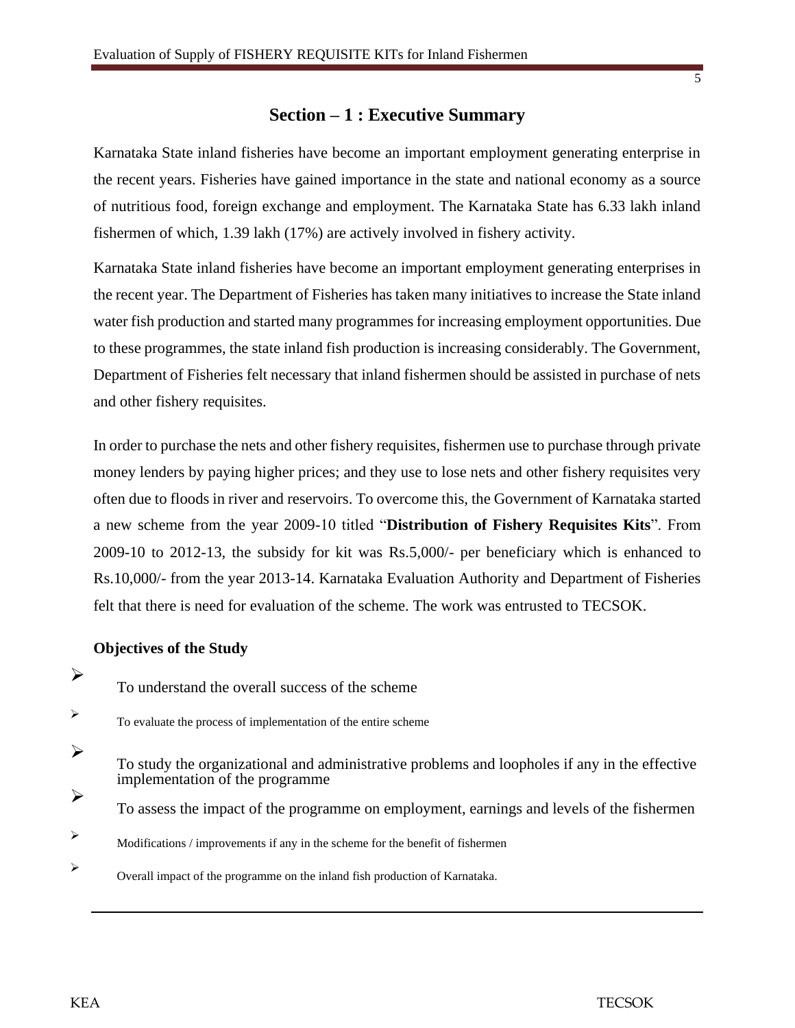## Section – 1 : Executive Summary

Karnataka State inland fisheries have become an important employment generating enterprise in the recent years. Fisheries have gained importance in the state and national economy as a source of nutritious food, foreign exchange and employment. The Karnataka State has 6.33 lakh inland fishermen of which, 1.39 lakh (17%) are actively involved in fishery activity.

Karnataka State inland fisheries have become an important employment generating enterprises in the recent year. The Department of Fisheries has taken many initiatives to increase the State inland water fish production and started many programmes for increasing employment opportunities. Due to these programmes, the state inland fish production is increasing considerably. The Government, Department of Fisheries felt necessary that inland fishermen should be assisted in purchase of nets and other fishery requisites.

In order to purchase the nets and other fishery requisites, fishermen use to purchase through private money lenders by paying higher prices; and they use to lose nets and other fishery requisites very often due to floods in river and reservoirs. To overcome this, the Government of Karnataka started a new scheme from the year 2009-10 titled "**Distribution of Fishery Requisites Kits**". From 2009-10 to 2012-13, the subsidy for kit was Rs.5,000/- per beneficiary which is enhanced to Rs.10,000/- from the year 2013-14. Karnataka Evaluation Authority and Department of Fisheries felt that there is need for evaluation of the scheme. The work was entrusted to TECSOK.

**Objectives of the Study**

- To understand the overall success of the scheme
- To evaluate the process of implementation of the entire scheme
- To study the organizational and administrative problems and loopholes if any in the effective implementation of the programme
- To assess the impact of the programme on employment, earnings and levels of the fishermen
- Modifications / improvements if any in the scheme for the benefit of fishermen
- Overall impact of the programme on the inland fish production of Karnataka.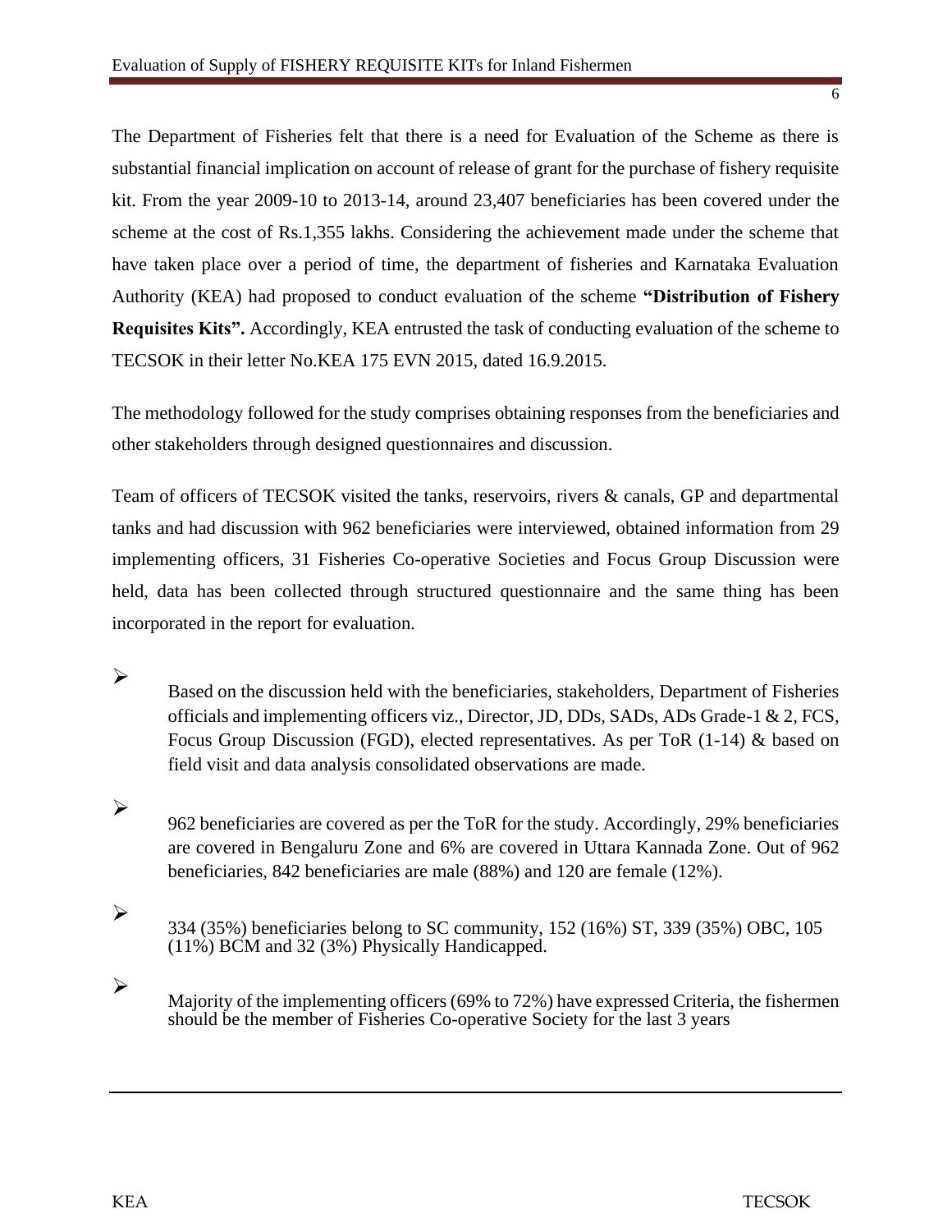The Department of Fisheries felt that there is a need for Evaluation of the Scheme as there is substantial financial implication on account of release of grant for the purchase of fishery requisite kit. From the year 2009-10 to 2013-14, around 23,407 beneficiaries has been covered under the scheme at the cost of Rs.1,355 lakhs. Considering the achievement made under the scheme that have taken place over a period of time, the department of fisheries and Karnataka Evaluation Authority (KEA) had proposed to conduct evaluation of the scheme **"Distribution of Fishery Requisites Kits".** Accordingly, KEA entrusted the task of conducting evaluation of the scheme to TECSOK in their letter No.KEA 175 EVN 2015, dated 16.9.2015.

The methodology followed for the study comprises obtaining responses from the beneficiaries and other stakeholders through designed questionnaires and discussion.

Team of officers of TECSOK visited the tanks, reservoirs, rivers & canals, GP and departmental tanks and had discussion with 962 beneficiaries were interviewed, obtained information from 29 implementing officers, 31 Fisheries Co-operative Societies and Focus Group Discussion were held, data has been collected through structured questionnaire and the same thing has been incorporated in the report for evaluation.

- Based on the discussion held with the beneficiaries, stakeholders, Department of Fisheries officials and implementing officers viz., Director, JD, DDs, SADs, ADs Grade-1 & 2, FCS, Focus Group Discussion (FGD), elected representatives. As per ToR (1-14) & based on field visit and data analysis consolidated observations are made.

- 962 beneficiaries are covered as per the ToR for the study. Accordingly, 29% beneficiaries are covered in Bengaluru Zone and 6% are covered in Uttara Kannada Zone. Out of 962 beneficiaries, 842 beneficiaries are male (88%) and 120 are female (12%).

- 334 (35%) beneficiaries belong to SC community, 152 (16%) ST, 339 (35%) OBC, 105 (11%) BCM and 32 (3%) Physically Handicapped.

- Majority of the implementing officers (69% to 72%) have expressed Criteria, the fishermen should be the member of Fisheries Co-operative Society for the last 3 years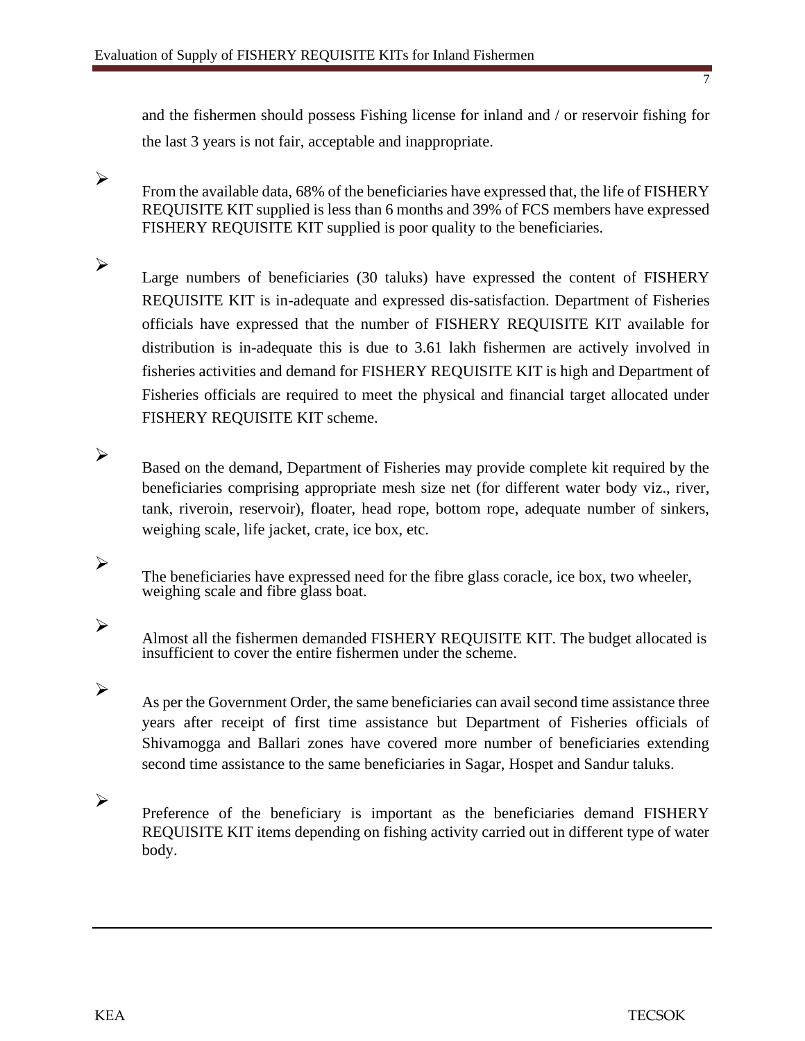and the fishermen should possess Fishing license for inland and / or reservoir fishing for the last 3 years is not fair, acceptable and inappropriate.

- From the available data, 68% of the beneficiaries have expressed that, the life of FISHERY REQUISITE KIT supplied is less than 6 months and 39% of FCS members have expressed FISHERY REQUISITE KIT supplied is poor quality to the beneficiaries.

- Large numbers of beneficiaries (30 taluks) have expressed the content of FISHERY REQUISITE KIT is in-adequate and expressed dis-satisfaction. Department of Fisheries officials have expressed that the number of FISHERY REQUISITE KIT available for distribution is in-adequate this is due to 3.61 lakh fishermen are actively involved in fisheries activities and demand for FISHERY REQUISITE KIT is high and Department of Fisheries officials are required to meet the physical and financial target allocated under FISHERY REQUISITE KIT scheme.

- Based on the demand, Department of Fisheries may provide complete kit required by the beneficiaries comprising appropriate mesh size net (for different water body viz., river, tank, riveroin, reservoir), floater, head rope, bottom rope, adequate number of sinkers, weighing scale, life jacket, crate, ice box, etc.

- The beneficiaries have expressed need for the fibre glass coracle, ice box, two wheeler, weighing scale and fibre glass boat.

- Almost all the fishermen demanded FISHERY REQUISITE KIT. The budget allocated is insufficient to cover the entire fishermen under the scheme.

- As per the Government Order, the same beneficiaries can avail second time assistance three years after receipt of first time assistance but Department of Fisheries officials of Shivamogga and Ballari zones have covered more number of beneficiaries extending second time assistance to the same beneficiaries in Sagar, Hospet and Sandur taluks.

- Preference of the beneficiary is important as the beneficiaries demand FISHERY REQUISITE KIT items depending on fishing activity carried out in different type of water body.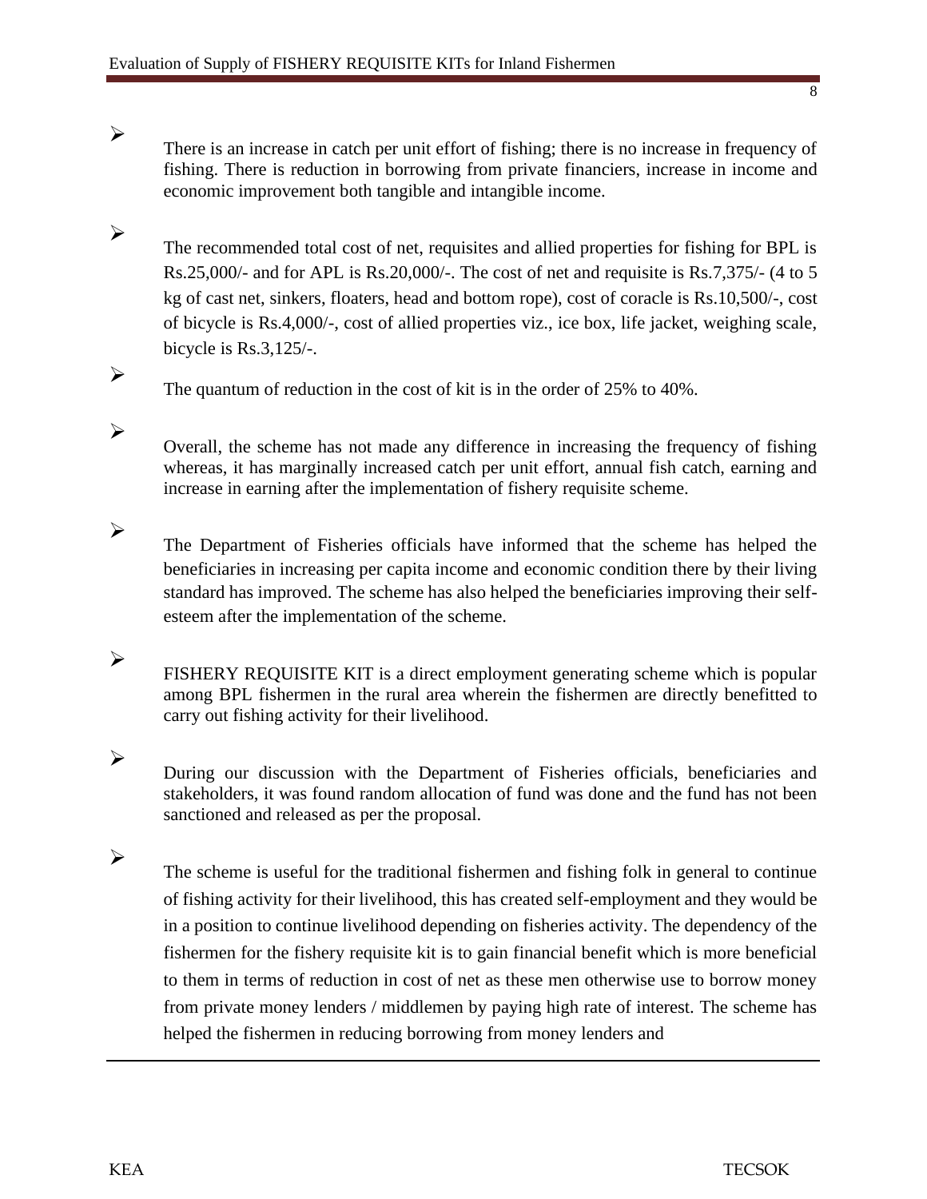- There is an increase in catch per unit effort of fishing; there is no increase in frequency of fishing. There is reduction in borrowing from private financiers, increase in income and economic improvement both tangible and intangible income.

- The recommended total cost of net, requisites and allied properties for fishing for BPL is Rs.25,000/- and for APL is Rs.20,000/-. The cost of net and requisite is Rs.7,375/- (4 to 5 kg of cast net, sinkers, floaters, head and bottom rope), cost of coracle is Rs.10,500/-, cost of bicycle is Rs.4,000/-, cost of allied properties viz., ice box, life jacket, weighing scale, bicycle is Rs.3,125/-.

- The quantum of reduction in the cost of kit is in the order of 25% to 40%.

- Overall, the scheme has not made any difference in increasing the frequency of fishing whereas, it has marginally increased catch per unit effort, annual fish catch, earning and increase in earning after the implementation of fishery requisite scheme.

- The Department of Fisheries officials have informed that the scheme has helped the beneficiaries in increasing per capita income and economic condition there by their living standard has improved. The scheme has also helped the beneficiaries improving their self-esteem after the implementation of the scheme.

- FISHERY REQUISITE KIT is a direct employment generating scheme which is popular among BPL fishermen in the rural area wherein the fishermen are directly benefitted to carry out fishing activity for their livelihood.

- During our discussion with the Department of Fisheries officials, beneficiaries and stakeholders, it was found random allocation of fund was done and the fund has not been sanctioned and released as per the proposal.

- The scheme is useful for the traditional fishermen and fishing folk in general to continue of fishing activity for their livelihood, this has created self-employment and they would be in a position to continue livelihood depending on fisheries activity. The dependency of the fishermen for the fishery requisite kit is to gain financial benefit which is more beneficial to them in terms of reduction in cost of net as these men otherwise use to borrow money from private money lenders / middlemen by paying high rate of interest. The scheme has helped the fishermen in reducing borrowing from money lenders and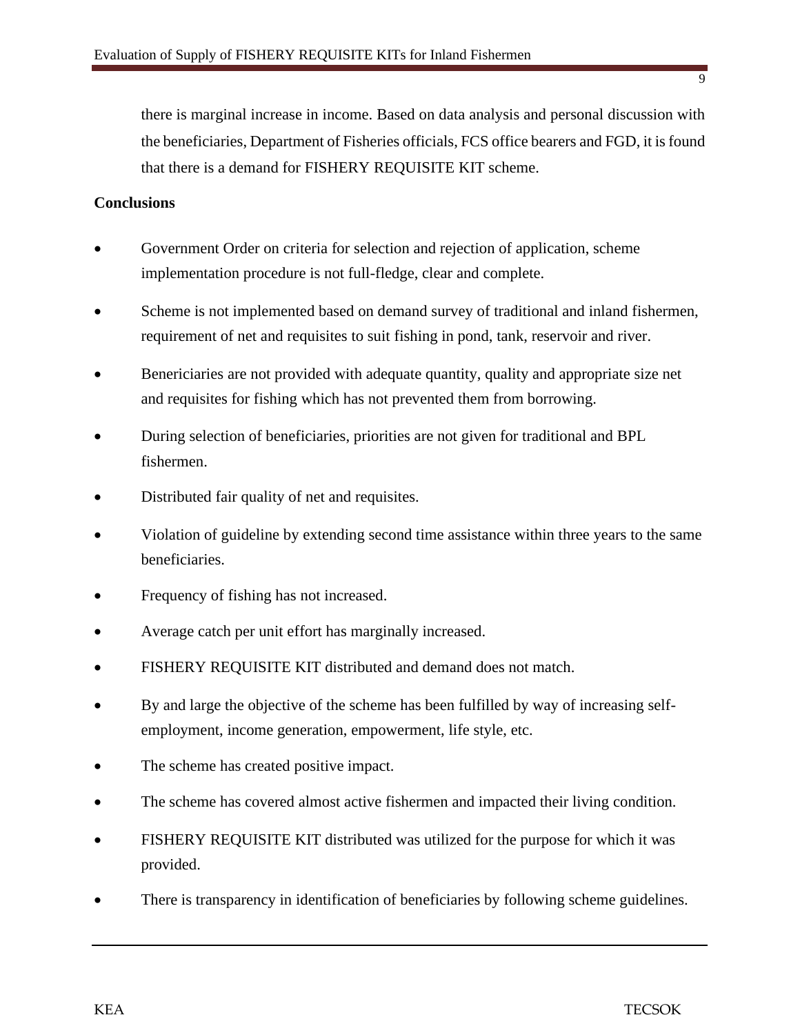there is marginal increase in income. Based on data analysis and personal discussion with the beneficiaries, Department of Fisheries officials, FCS office bearers and FGD, it is found that there is a demand for FISHERY REQUISITE KIT scheme.

**Conclusions**

- Government Order on criteria for selection and rejection of application, scheme implementation procedure is not full-fledge, clear and complete.
- Scheme is not implemented based on demand survey of traditional and inland fishermen, requirement of net and requisites to suit fishing in pond, tank, reservoir and river.
- Benericiaries are not provided with adequate quantity, quality and appropriate size net and requisites for fishing which has not prevented them from borrowing.
- During selection of beneficiaries, priorities are not given for traditional and BPL fishermen.
- Distributed fair quality of net and requisites.
- Violation of guideline by extending second time assistance within three years to the same beneficiaries.
- Frequency of fishing has not increased.
- Average catch per unit effort has marginally increased.
- FISHERY REQUISITE KIT distributed and demand does not match.
- By and large the objective of the scheme has been fulfilled by way of increasing self-employment, income generation, empowerment, life style, etc.
- The scheme has created positive impact.
- The scheme has covered almost active fishermen and impacted their living condition.
- FISHERY REQUISITE KIT distributed was utilized for the purpose for which it was provided.
- There is transparency in identification of beneficiaries by following scheme guidelines.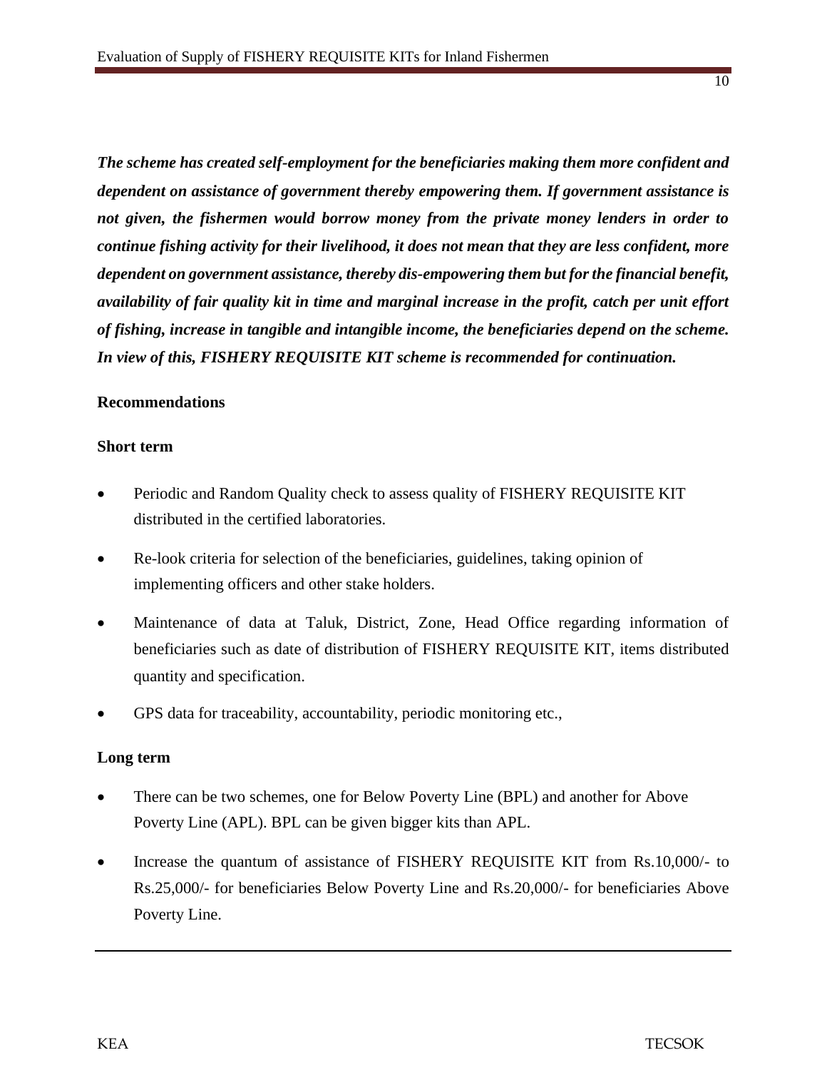***The scheme has created self-employment for the beneficiaries making them more confident and dependent on assistance of government thereby empowering them. If government assistance is not given, the fishermen would borrow money from the private money lenders in order to continue fishing activity for their livelihood, it does not mean that they are less confident, more dependent on government assistance, thereby dis-empowering them but for the financial benefit, availability of fair quality kit in time and marginal increase in the profit, catch per unit effort of fishing, increase in tangible and intangible income, the beneficiaries depend on the scheme. In view of this, FISHERY REQUISITE KIT scheme is recommended for continuation.***

**Recommendations**

**Short term**

- Periodic and Random Quality check to assess quality of FISHERY REQUISITE KIT distributed in the certified laboratories.
- Re-look criteria for selection of the beneficiaries, guidelines, taking opinion of implementing officers and other stake holders.
- Maintenance of data at Taluk, District, Zone, Head Office regarding information of beneficiaries such as date of distribution of FISHERY REQUISITE KIT, items distributed quantity and specification.
- GPS data for traceability, accountability, periodic monitoring etc.,

**Long term**

- There can be two schemes, one for Below Poverty Line (BPL) and another for Above Poverty Line (APL). BPL can be given bigger kits than APL.
- Increase the quantum of assistance of FISHERY REQUISITE KIT from Rs.10,000/- to Rs.25,000/- for beneficiaries Below Poverty Line and Rs.20,000/- for beneficiaries Above Poverty Line.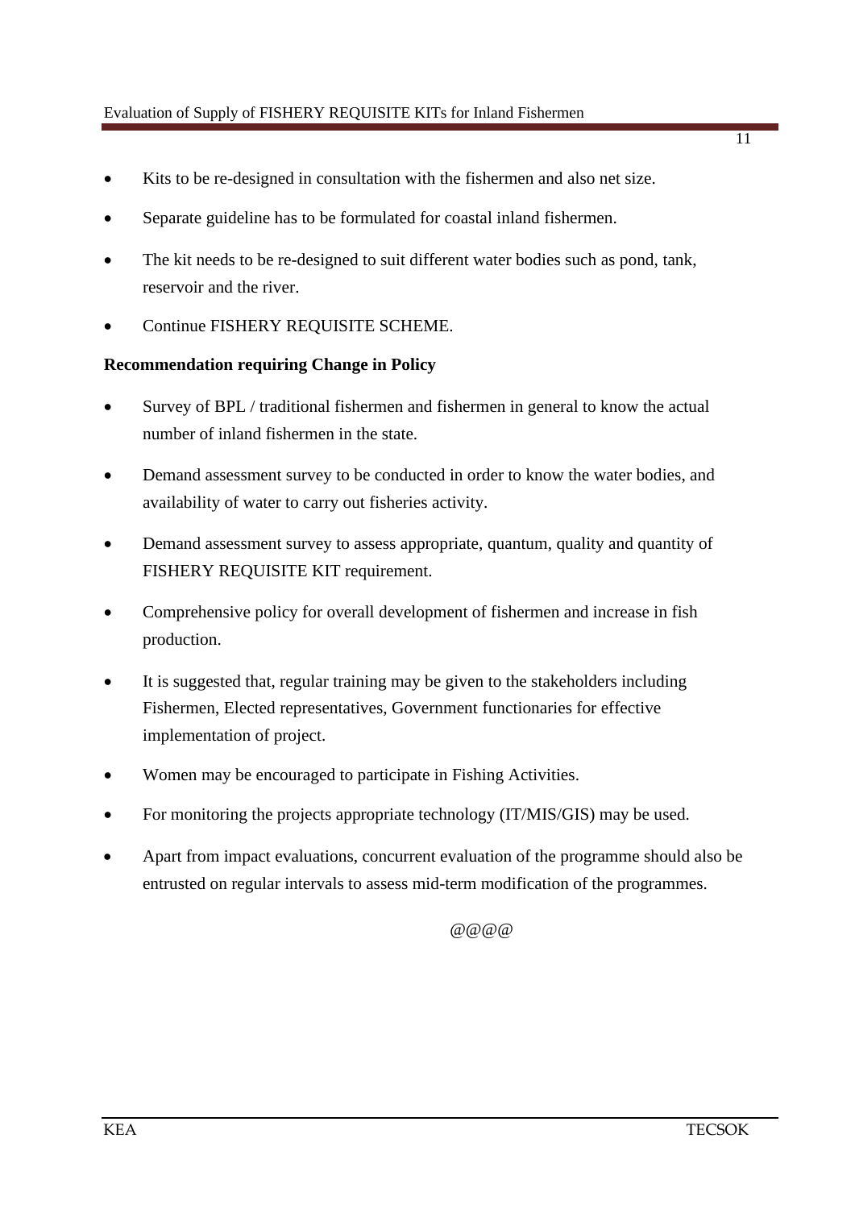- Kits to be re-designed in consultation with the fishermen and also net size.
- Separate guideline has to be formulated for coastal inland fishermen.
- The kit needs to be re-designed to suit different water bodies such as pond, tank, reservoir and the river.
- Continue FISHERY REQUISITE SCHEME.

**Recommendation requiring Change in Policy**

- Survey of BPL / traditional fishermen and fishermen in general to know the actual number of inland fishermen in the state.
- Demand assessment survey to be conducted in order to know the water bodies, and availability of water to carry out fisheries activity.
- Demand assessment survey to assess appropriate, quantum, quality and quantity of FISHERY REQUISITE KIT requirement.
- Comprehensive policy for overall development of fishermen and increase in fish production.
- It is suggested that, regular training may be given to the stakeholders including Fishermen, Elected representatives, Government functionaries for effective implementation of project.
- Women may be encouraged to participate in Fishing Activities.
- For monitoring the projects appropriate technology (IT/MIS/GIS) may be used.
- Apart from impact evaluations, concurrent evaluation of the programme should also be entrusted on regular intervals to assess mid-term modification of the programmes.

@@@@